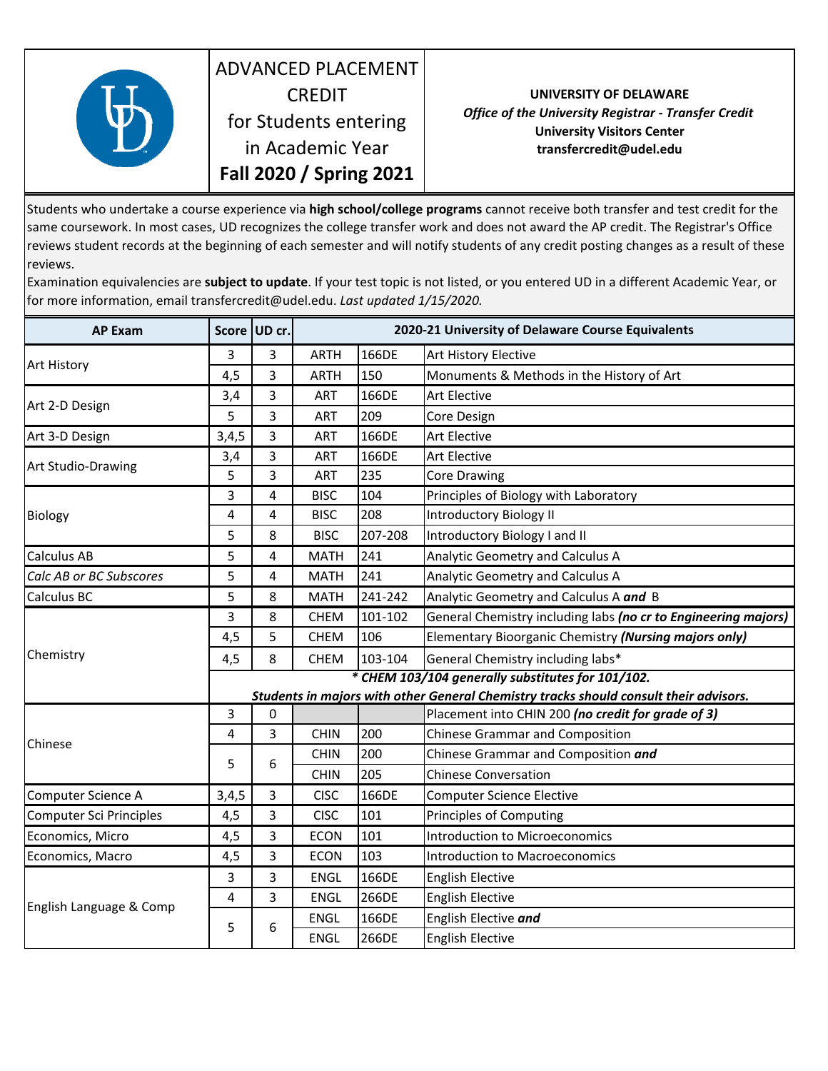# ADVANCED PLACEMENT CREDIT for Students entering in Academic Year **Fall 2020 / Spring 2021**

**UNIVERSITY OF DELAWARE**
***Office of the University Registrar - Transfer Credit***
**University Visitors Center**
**transfercredit@udel.edu**

Students who undertake a course experience via **high school/college programs** cannot receive both transfer and test credit for the same coursework. In most cases, UD recognizes the college transfer work and does not award the AP credit. The Registrar's Office reviews student records at the beginning of each semester and will notify students of any credit posting changes as a result of these reviews.

Examination equivalencies are **subject to update**. If your test topic is not listed, or you entered UD in a different Academic Year, or for more information, email transfercredit@udel.edu. *Last updated 1/15/2020.*

| AP Exam | Score | UD cr. | 2020-21 University of Delaware Course Equivalents | | |
|---|---|---|---|---|---|
| Art History | 3 | 3 | ARTH | 166DE | Art History Elective |
| | 4,5 | 3 | ARTH | 150 | Monuments & Methods in the History of Art |
| Art 2-D Design | 3,4 | 3 | ART | 166DE | Art Elective |
| | 5 | 3 | ART | 209 | Core Design |
| Art 3-D Design | 3,4,5 | 3 | ART | 166DE | Art Elective |
| Art Studio-Drawing | 3,4 | 3 | ART | 166DE | Art Elective |
| | 5 | 3 | ART | 235 | Core Drawing |
| Biology | 3 | 4 | BISC | 104 | Principles of Biology with Laboratory |
| | 4 | 4 | BISC | 208 | Introductory Biology II |
| | 5 | 8 | BISC | 207-208 | Introductory Biology I and II |
| Calculus AB | 5 | 4 | MATH | 241 | Analytic Geometry and Calculus A |
| *Calc AB or BC Subscores* | 5 | 4 | MATH | 241 | Analytic Geometry and Calculus A |
| Calculus BC | 5 | 8 | MATH | 241-242 | Analytic Geometry and Calculus A ***and*** B |
| Chemistry | 3 | 8 | CHEM | 101-102 | General Chemistry including labs ***(no cr to Engineering majors)*** |
| | 4,5 | 5 | CHEM | 106 | Elementary Bioorganic Chemistry ***(Nursing majors only)*** |
| | 4,5 | 8 | CHEM | 103-104 | General Chemistry including labs* |
| | ***\* CHEM 103/104 generally substitutes for 101/102. Students in majors with other General Chemistry tracks should consult their advisors.*** | | | | |
| Chinese | 3 | 0 | | | Placement into CHIN 200 ***(no credit for grade of 3)*** |
| | 4 | 3 | CHIN | 200 | Chinese Grammar and Composition |
| | 5 | 6 | CHIN | 200 | Chinese Grammar and Composition ***and*** |
| | | | CHIN | 205 | Chinese Conversation |
| Computer Science A | 3,4,5 | 3 | CISC | 166DE | Computer Science Elective |
| Computer Sci Principles | 4,5 | 3 | CISC | 101 | Principles of Computing |
| Economics, Micro | 4,5 | 3 | ECON | 101 | Introduction to Microeconomics |
| Economics, Macro | 4,5 | 3 | ECON | 103 | Introduction to Macroeconomics |
| English Language & Comp | 3 | 3 | ENGL | 166DE | English Elective |
| | 4 | 3 | ENGL | 266DE | English Elective |
| | 5 | 6 | ENGL | 166DE | English Elective ***and*** |
| | | | ENGL | 266DE | English Elective |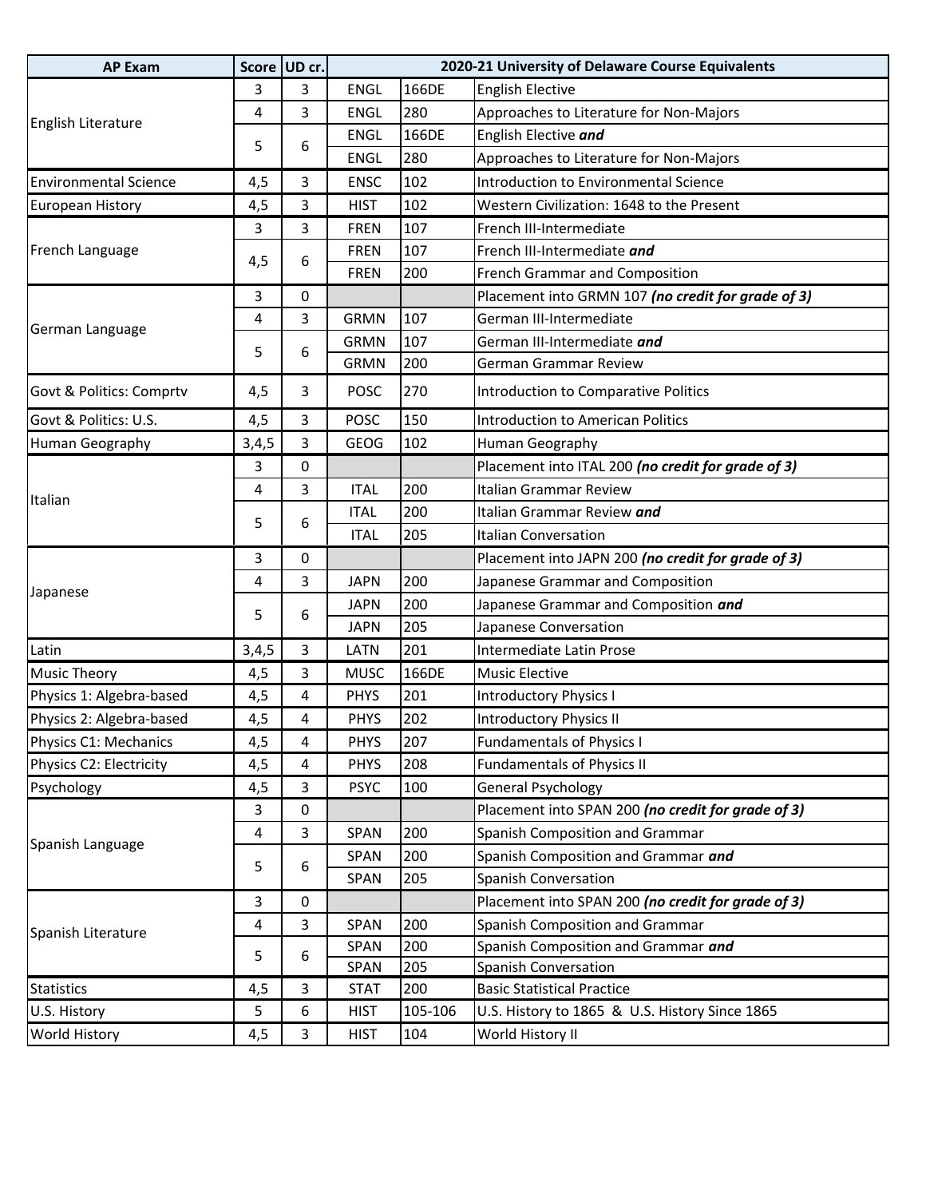| AP Exam | Score | UD cr. | 2020-21 University of Delaware Course Equivalents | | |
|---|---|---|---|---|---|
| English Literature | 3 | 3 | ENGL | 166DE | English Elective |
| | 4 | 3 | ENGL | 280 | Approaches to Literature for Non-Majors |
| | 5 | 6 | ENGL | 166DE | English Elective ***and*** |
| | | | ENGL | 280 | Approaches to Literature for Non-Majors |
| Environmental Science | 4,5 | 3 | ENSC | 102 | Introduction to Environmental Science |
| European History | 4,5 | 3 | HIST | 102 | Western Civilization: 1648 to the Present |
| French Language | 3 | 3 | FREN | 107 | French III-Intermediate |
| | 4,5 | 6 | FREN | 107 | French III-Intermediate ***and*** |
| | | | FREN | 200 | French Grammar and Composition |
| German Language | 3 | 0 | | | Placement into GRMN 107 ***(no credit for grade of 3)*** |
| | 4 | 3 | GRMN | 107 | German III-Intermediate |
| | 5 | 6 | GRMN | 107 | German III-Intermediate ***and*** |
| | | | GRMN | 200 | German Grammar Review |
| Govt & Politics: Comprtv | 4,5 | 3 | POSC | 270 | Introduction to Comparative Politics |
| Govt & Politics: U.S. | 4,5 | 3 | POSC | 150 | Introduction to American Politics |
| Human Geography | 3,4,5 | 3 | GEOG | 102 | Human Geography |
| Italian | 3 | 0 | | | Placement into ITAL 200 ***(no credit for grade of 3)*** |
| | 4 | 3 | ITAL | 200 | Italian Grammar Review |
| | 5 | 6 | ITAL | 200 | Italian Grammar Review ***and*** |
| | | | ITAL | 205 | Italian Conversation |
| Japanese | 3 | 0 | | | Placement into JAPN 200 ***(no credit for grade of 3)*** |
| | 4 | 3 | JAPN | 200 | Japanese Grammar and Composition |
| | 5 | 6 | JAPN | 200 | Japanese Grammar and Composition ***and*** |
| | | | JAPN | 205 | Japanese Conversation |
| Latin | 3,4,5 | 3 | LATN | 201 | Intermediate Latin Prose |
| Music Theory | 4,5 | 3 | MUSC | 166DE | Music Elective |
| Physics 1: Algebra-based | 4,5 | 4 | PHYS | 201 | Introductory Physics I |
| Physics 2: Algebra-based | 4,5 | 4 | PHYS | 202 | Introductory Physics II |
| Physics C1: Mechanics | 4,5 | 4 | PHYS | 207 | Fundamentals of Physics I |
| Physics C2: Electricity | 4,5 | 4 | PHYS | 208 | Fundamentals of Physics II |
| Psychology | 4,5 | 3 | PSYC | 100 | General Psychology |
| Spanish Language | 3 | 0 | | | Placement into SPAN 200 ***(no credit for grade of 3)*** |
| | 4 | 3 | SPAN | 200 | Spanish Composition and Grammar |
| | 5 | 6 | SPAN | 200 | Spanish Composition and Grammar ***and*** |
| | | | SPAN | 205 | Spanish Conversation |
| Spanish Literature | 3 | 0 | | | Placement into SPAN 200 ***(no credit for grade of 3)*** |
| | 4 | 3 | SPAN | 200 | Spanish Composition and Grammar |
| | 5 | 6 | SPAN | 200 | Spanish Composition and Grammar ***and*** |
| | | | SPAN | 205 | Spanish Conversation |
| Statistics | 4,5 | 3 | STAT | 200 | Basic Statistical Practice |
| U.S. History | 5 | 6 | HIST | 105-106 | U.S. History to 1865 & U.S. History Since 1865 |
| World History | 4,5 | 3 | HIST | 104 | World History II |